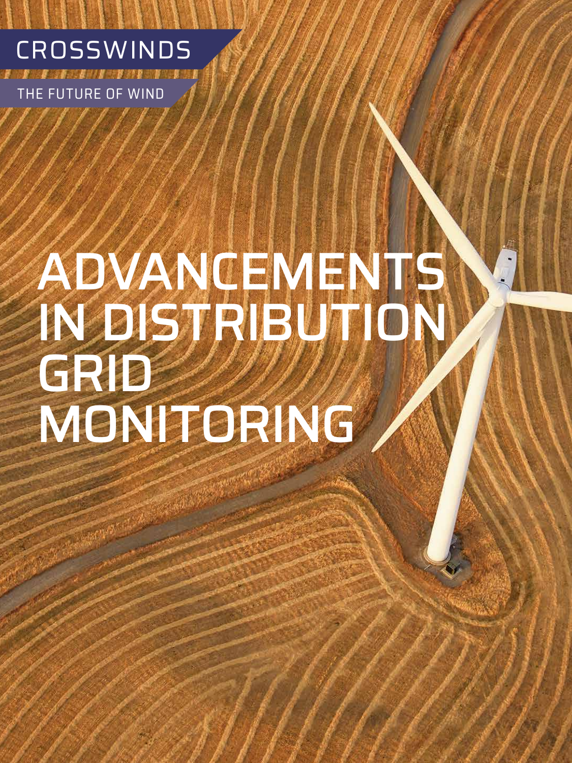CROSSWINDS

THE FUTURE OF WIND

# ADVANCEMENTS IN DISTRIBUTION GRID MONITORING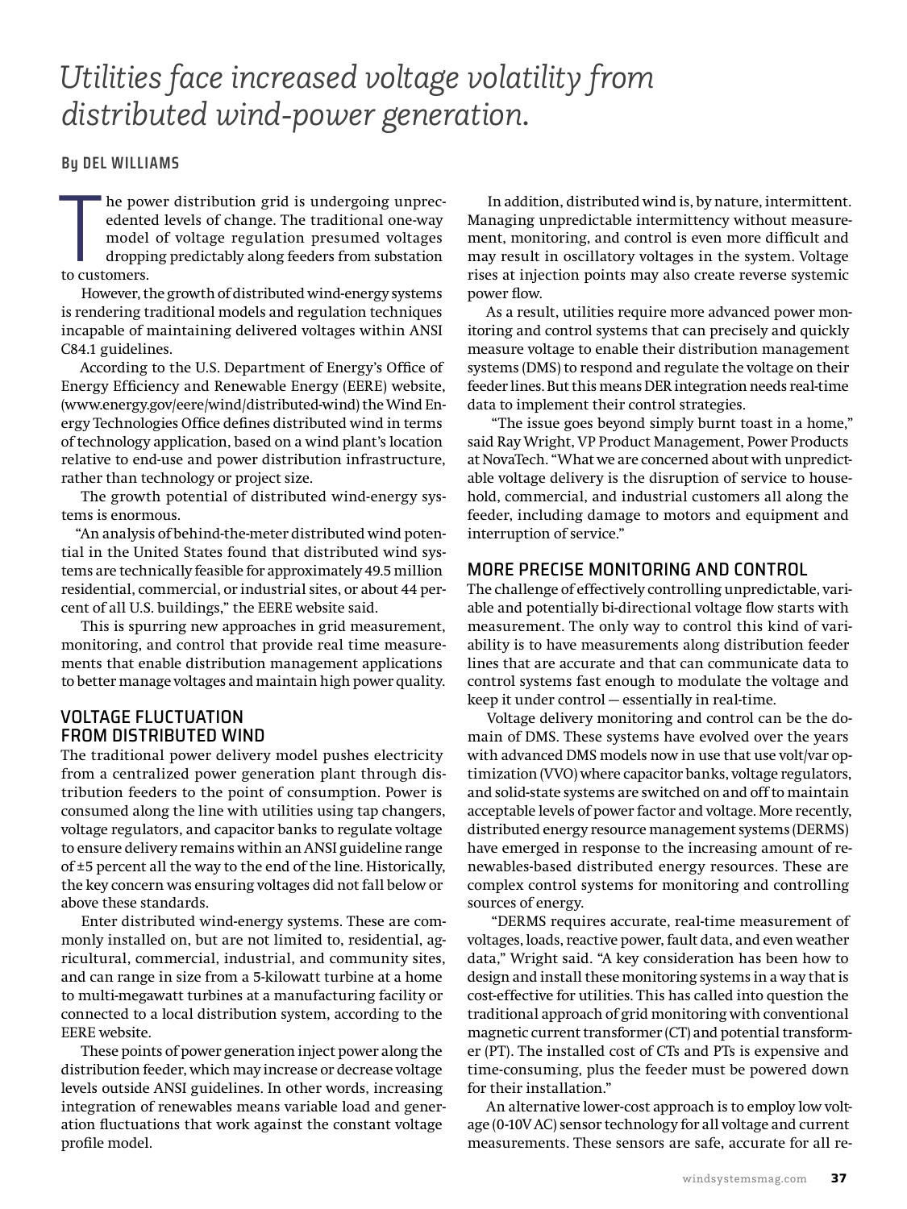# *Utilities face increased voltage volatility from distributed wind-power generation.*

**By DEL WILLIAMS**

The power distribution grid is undergoing unprecedented levels of change. The traditional one-way model of voltage regulation presumed voltages dropping predictably along feeders from substation to customers.

However, the growth of distributed wind-energy systems is rendering traditional models and regulation techniques incapable of maintaining delivered voltages within ANSI C84.1 guidelines.

According to the U.S. Department of Energy's Office of Energy Efficiency and Renewable Energy (EERE) website, (www.energy.gov/eere/wind/distributed-wind) the Wind Energy Technologies Office defines distributed wind in terms of technology application, based on a wind plant's location relative to end-use and power distribution infrastructure, rather than technology or project size.

The growth potential of distributed wind-energy systems is enormous.

"An analysis of behind-the-meter distributed wind potential in the United States found that distributed wind systems are technically feasible for approximately 49.5 million residential, commercial, or industrial sites, or about 44 percent of all U.S. buildings," the EERE website said.

This is spurring new approaches in grid measurement, monitoring, and control that provide real time measurements that enable distribution management applications to better manage voltages and maintain high power quality.

## VOLTAGE FLUCTUATION FROM DISTRIBUTED WIND

The traditional power delivery model pushes electricity from a centralized power generation plant through distribution feeders to the point of consumption. Power is consumed along the line with utilities using tap changers, voltage regulators, and capacitor banks to regulate voltage to ensure delivery remains within an ANSI guideline range of ±5 percent all the way to the end of the line. Historically, the key concern was ensuring voltages did not fall below or above these standards.

Enter distributed wind-energy systems. These are commonly installed on, but are not limited to, residential, agricultural, commercial, industrial, and community sites, and can range in size from a 5-kilowatt turbine at a home to multi-megawatt turbines at a manufacturing facility or connected to a local distribution system, according to the EERE website.

These points of power generation inject power along the distribution feeder, which may increase or decrease voltage levels outside ANSI guidelines. In other words, increasing integration of renewables means variable load and generation fluctuations that work against the constant voltage profile model.

In addition, distributed wind is, by nature, intermittent. Managing unpredictable intermittency without measurement, monitoring, and control is even more difficult and may result in oscillatory voltages in the system. Voltage rises at injection points may also create reverse systemic power flow.

As a result, utilities require more advanced power monitoring and control systems that can precisely and quickly measure voltage to enable their distribution management systems (DMS) to respond and regulate the voltage on their feeder lines. But this means DER integration needs real-time data to implement their control strategies.

"The issue goes beyond simply burnt toast in a home," said Ray Wright, VP Product Management, Power Products at NovaTech. "What we are concerned about with unpredictable voltage delivery is the disruption of service to household, commercial, and industrial customers all along the feeder, including damage to motors and equipment and interruption of service."

## MORE PRECISE MONITORING AND CONTROL

The challenge of effectively controlling unpredictable, variable and potentially bi-directional voltage flow starts with measurement. The only way to control this kind of variability is to have measurements along distribution feeder lines that are accurate and that can communicate data to control systems fast enough to modulate the voltage and keep it under control — essentially in real-time.

Voltage delivery monitoring and control can be the domain of DMS. These systems have evolved over the years with advanced DMS models now in use that use volt/var optimization (VVO) where capacitor banks, voltage regulators, and solid-state systems are switched on and off to maintain acceptable levels of power factor and voltage. More recently, distributed energy resource management systems (DERMS) have emerged in response to the increasing amount of renewables-based distributed energy resources. These are complex control systems for monitoring and controlling sources of energy.

"DERMS requires accurate, real-time measurement of voltages, loads, reactive power, fault data, and even weather data," Wright said. "A key consideration has been how to design and install these monitoring systems in a way that is cost-effective for utilities. This has called into question the traditional approach of grid monitoring with conventional magnetic current transformer (CT) and potential transformer (PT). The installed cost of CTs and PTs is expensive and time-consuming, plus the feeder must be powered down for their installation."

An alternative lower-cost approach is to employ low voltage (0-10V AC) sensor technology for all voltage and current measurements. These sensors are safe, accurate for all re-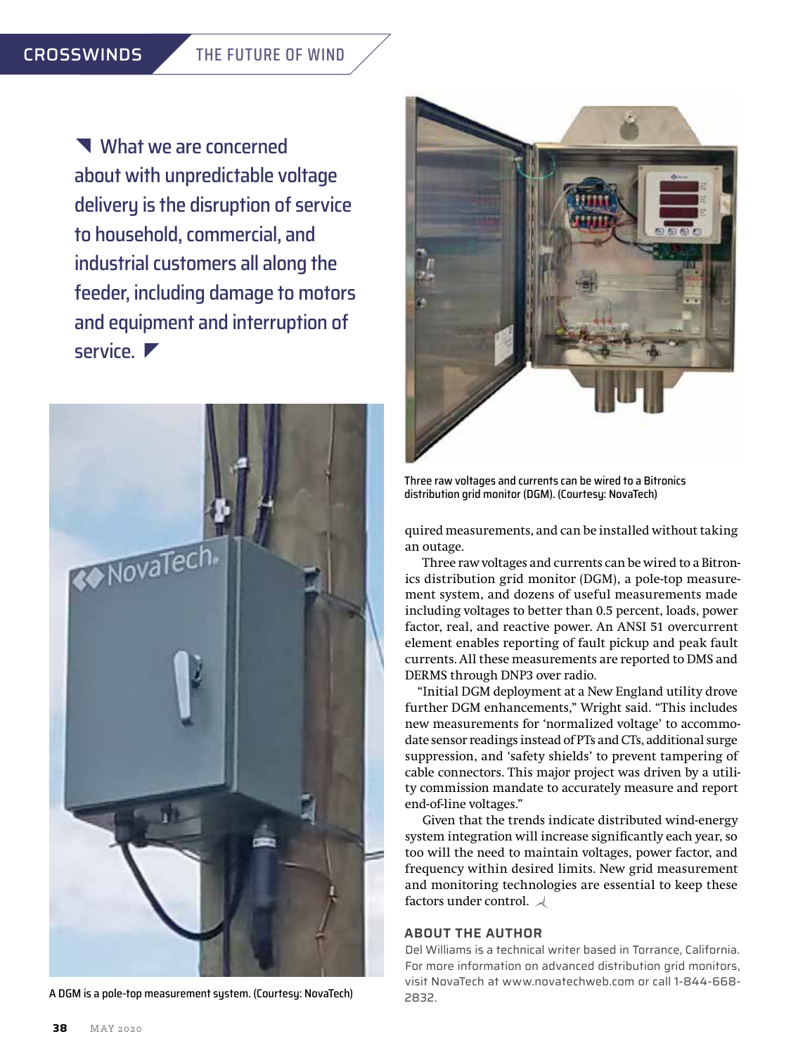What we are concerned about with unpredictable voltage delivery is the disruption of service to household, commercial, and industrial customers all along the feeder, including damage to motors and equipment and interruption of service.

A DGM is a pole-top measurement system. (Courtesy: NovaTech)

Three raw voltages and currents can be wired to a Bitronics distribution grid monitor (DGM). (Courtesy: NovaTech)

quired measurements, and can be installed without taking an outage.

Three raw voltages and currents can be wired to a Bitronics distribution grid monitor (DGM), a pole-top measurement system, and dozens of useful measurements made including voltages to better than 0.5 percent, loads, power factor, real, and reactive power. An ANSI 51 overcurrent element enables reporting of fault pickup and peak fault currents. All these measurements are reported to DMS and DERMS through DNP3 over radio.

"Initial DGM deployment at a New England utility drove further DGM enhancements," Wright said. "This includes new measurements for 'normalized voltage' to accommodate sensor readings instead of PTs and CTs, additional surge suppression, and 'safety shields' to prevent tampering of cable connectors. This major project was driven by a utility commission mandate to accurately measure and report end-of-line voltages."

Given that the trends indicate distributed wind-energy system integration will increase significantly each year, so too will the need to maintain voltages, power factor, and frequency within desired limits. New grid measurement and monitoring technologies are essential to keep these factors under control.

## ABOUT THE AUTHOR

Del Williams is a technical writer based in Torrance, California. For more information on advanced distribution grid monitors, visit NovaTech at www.novatechweb.com or call 1-844-668-2832.